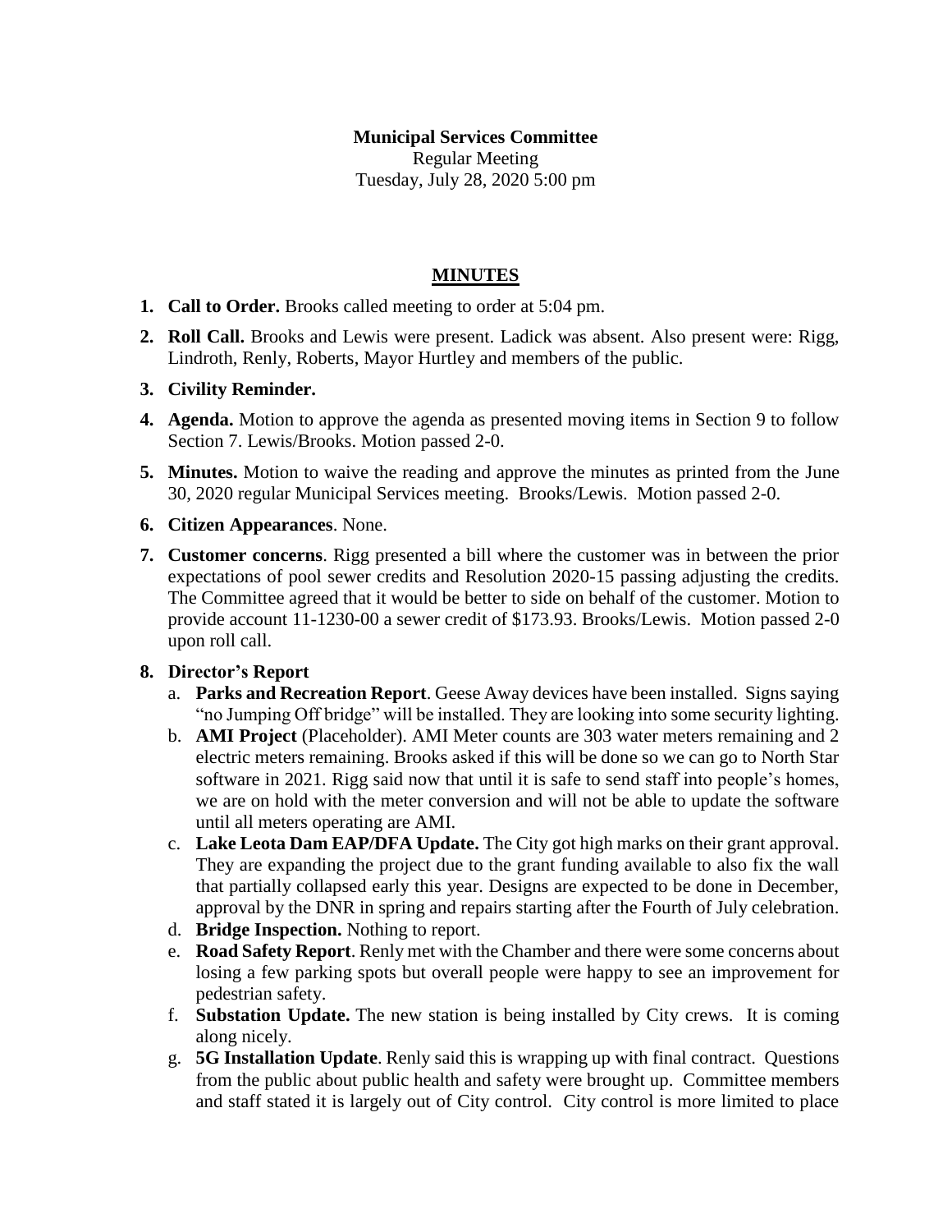**Municipal Services Committee**
Regular Meeting
Tuesday, July 28, 2020 5:00 pm

## MINUTES

1. **Call to Order.** Brooks called meeting to order at 5:04 pm.
2. **Roll Call.** Brooks and Lewis were present. Ladick was absent. Also present were: Rigg, Lindroth, Renly, Roberts, Mayor Hurtley and members of the public.
3. **Civility Reminder.**
4. **Agenda.** Motion to approve the agenda as presented moving items in Section 9 to follow Section 7. Lewis/Brooks. Motion passed 2-0.
5. **Minutes.** Motion to waive the reading and approve the minutes as printed from the June 30, 2020 regular Municipal Services meeting. Brooks/Lewis. Motion passed 2-0.
6. **Citizen Appearances**. None.
7. **Customer concerns**. Rigg presented a bill where the customer was in between the prior expectations of pool sewer credits and Resolution 2020-15 passing adjusting the credits. The Committee agreed that it would be better to side on behalf of the customer. Motion to provide account 11-1230-00 a sewer credit of $173.93. Brooks/Lewis. Motion passed 2-0 upon roll call.
8. **Director's Report**
   a. **Parks and Recreation Report**. Geese Away devices have been installed. Signs saying "no Jumping Off bridge" will be installed. They are looking into some security lighting.
   b. **AMI Project** (Placeholder). AMI Meter counts are 303 water meters remaining and 2 electric meters remaining. Brooks asked if this will be done so we can go to North Star software in 2021. Rigg said now that until it is safe to send staff into people's homes, we are on hold with the meter conversion and will not be able to update the software until all meters operating are AMI.
   c. **Lake Leota Dam EAP/DFA Update.** The City got high marks on their grant approval. They are expanding the project due to the grant funding available to also fix the wall that partially collapsed early this year. Designs are expected to be done in December, approval by the DNR in spring and repairs starting after the Fourth of July celebration.
   d. **Bridge Inspection.** Nothing to report.
   e. **Road Safety Report**. Renly met with the Chamber and there were some concerns about losing a few parking spots but overall people were happy to see an improvement for pedestrian safety.
   f. **Substation Update.** The new station is being installed by City crews. It is coming along nicely.
   g. **5G Installation Update**. Renly said this is wrapping up with final contract. Questions from the public about public health and safety were brought up. Committee members and staff stated it is largely out of City control. City control is more limited to place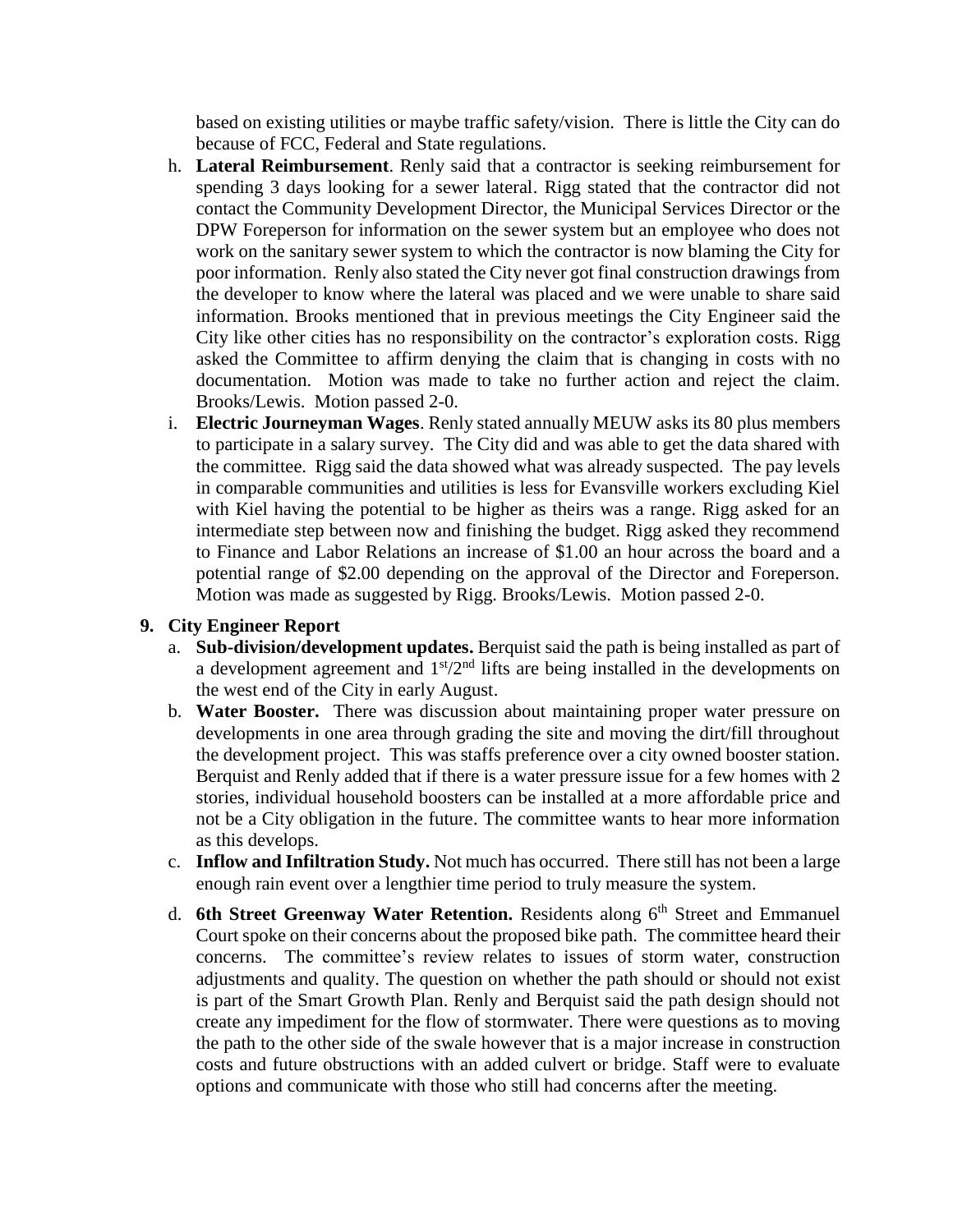based on existing utilities or maybe traffic safety/vision. There is little the City can do because of FCC, Federal and State regulations.

h. **Lateral Reimbursement**. Renly said that a contractor is seeking reimbursement for spending 3 days looking for a sewer lateral. Rigg stated that the contractor did not contact the Community Development Director, the Municipal Services Director or the DPW Foreperson for information on the sewer system but an employee who does not work on the sanitary sewer system to which the contractor is now blaming the City for poor information. Renly also stated the City never got final construction drawings from the developer to know where the lateral was placed and we were unable to share said information. Brooks mentioned that in previous meetings the City Engineer said the City like other cities has no responsibility on the contractor's exploration costs. Rigg asked the Committee to affirm denying the claim that is changing in costs with no documentation. Motion was made to take no further action and reject the claim. Brooks/Lewis. Motion passed 2-0.

i. **Electric Journeyman Wages**. Renly stated annually MEUW asks its 80 plus members to participate in a salary survey. The City did and was able to get the data shared with the committee. Rigg said the data showed what was already suspected. The pay levels in comparable communities and utilities is less for Evansville workers excluding Kiel with Kiel having the potential to be higher as theirs was a range. Rigg asked for an intermediate step between now and finishing the budget. Rigg asked they recommend to Finance and Labor Relations an increase of $1.00 an hour across the board and a potential range of $2.00 depending on the approval of the Director and Foreperson. Motion was made as suggested by Rigg. Brooks/Lewis. Motion passed 2-0.

**9. City Engineer Report**

a. **Sub-division/development updates.** Berquist said the path is being installed as part of a development agreement and 1st/2nd lifts are being installed in the developments on the west end of the City in early August.

b. **Water Booster.** There was discussion about maintaining proper water pressure on developments in one area through grading the site and moving the dirt/fill throughout the development project. This was staffs preference over a city owned booster station. Berquist and Renly added that if there is a water pressure issue for a few homes with 2 stories, individual household boosters can be installed at a more affordable price and not be a City obligation in the future. The committee wants to hear more information as this develops.

c. **Inflow and Infiltration Study.** Not much has occurred. There still has not been a large enough rain event over a lengthier time period to truly measure the system.

d. **6th Street Greenway Water Retention.** Residents along 6th Street and Emmanuel Court spoke on their concerns about the proposed bike path. The committee heard their concerns. The committee's review relates to issues of storm water, construction adjustments and quality. The question on whether the path should or should not exist is part of the Smart Growth Plan. Renly and Berquist said the path design should not create any impediment for the flow of stormwater. There were questions as to moving the path to the other side of the swale however that is a major increase in construction costs and future obstructions with an added culvert or bridge. Staff were to evaluate options and communicate with those who still had concerns after the meeting.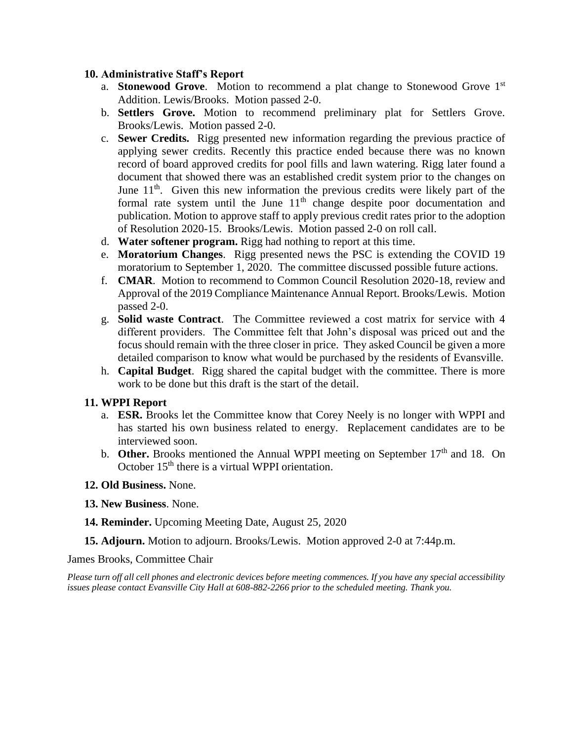**10. Administrative Staff's Report**

a. **Stonewood Grove**. Motion to recommend a plat change to Stonewood Grove 1st Addition. Lewis/Brooks. Motion passed 2-0.

b. **Settlers Grove.** Motion to recommend preliminary plat for Settlers Grove. Brooks/Lewis. Motion passed 2-0.

c. **Sewer Credits.** Rigg presented new information regarding the previous practice of applying sewer credits. Recently this practice ended because there was no known record of board approved credits for pool fills and lawn watering. Rigg later found a document that showed there was an established credit system prior to the changes on June 11th. Given this new information the previous credits were likely part of the formal rate system until the June 11th change despite poor documentation and publication. Motion to approve staff to apply previous credit rates prior to the adoption of Resolution 2020-15. Brooks/Lewis. Motion passed 2-0 on roll call.

d. **Water softener program.** Rigg had nothing to report at this time.

e. **Moratorium Changes**. Rigg presented news the PSC is extending the COVID 19 moratorium to September 1, 2020. The committee discussed possible future actions.

f. **CMAR**. Motion to recommend to Common Council Resolution 2020-18, review and Approval of the 2019 Compliance Maintenance Annual Report. Brooks/Lewis. Motion passed 2-0.

g. **Solid waste Contract**. The Committee reviewed a cost matrix for service with 4 different providers. The Committee felt that John's disposal was priced out and the focus should remain with the three closer in price. They asked Council be given a more detailed comparison to know what would be purchased by the residents of Evansville.

h. **Capital Budget**. Rigg shared the capital budget with the committee. There is more work to be done but this draft is the start of the detail.

**11. WPPI Report**

a. **ESR.** Brooks let the Committee know that Corey Neely is no longer with WPPI and has started his own business related to energy. Replacement candidates are to be interviewed soon.

b. **Other.** Brooks mentioned the Annual WPPI meeting on September 17th and 18. On October 15th there is a virtual WPPI orientation.

**12. Old Business.** None.

**13. New Business**. None.

**14. Reminder.** Upcoming Meeting Date, August 25, 2020

**15. Adjourn.** Motion to adjourn. Brooks/Lewis. Motion approved 2-0 at 7:44p.m.

James Brooks, Committee Chair

*Please turn off all cell phones and electronic devices before meeting commences. If you have any special accessibility issues please contact Evansville City Hall at 608-882-2266 prior to the scheduled meeting. Thank you.*